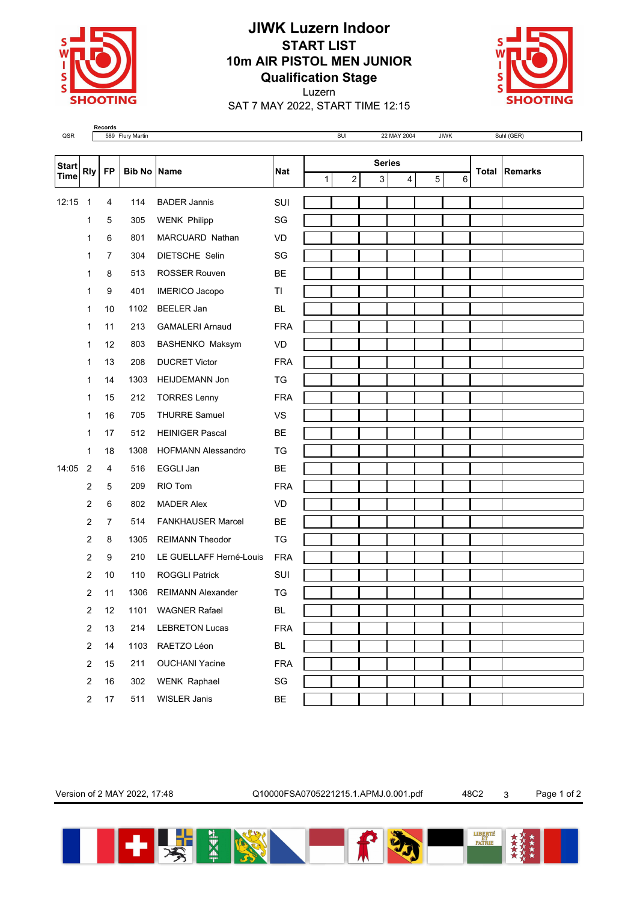# JIWK Luzern Indoor

## START LIST

## 10m AIR PISTOL MEN JUNIOR

## Qualification Stage

Luzern

SAT 7 MAY 2022, START TIME 12:15

**Records**

| QSR | 589 Flury Martin | SUI | 22 MAY 2004 | JIWK | Suhl (GER) |
|---|---|---|---|---|---|

| Start Time | Rly | FP | Bib No | Name | Nat | Series 1 | 2 | 3 | 4 | 5 | 6 | Total | Remarks |
|---|---|---|---|---|---|---|---|---|---|---|---|---|---|
| 12:15 | 1 | 4 | 114 | BADER Jannis | SUI | | | | | | | | |
| | 1 | 5 | 305 | WENK Philipp | SG | | | | | | | | |
| | 1 | 6 | 801 | MARCUARD Nathan | VD | | | | | | | | |
| | 1 | 7 | 304 | DIETSCHE Selin | SG | | | | | | | | |
| | 1 | 8 | 513 | ROSSER Rouven | BE | | | | | | | | |
| | 1 | 9 | 401 | IMERICO Jacopo | TI | | | | | | | | |
| | 1 | 10 | 1102 | BEELER Jan | BL | | | | | | | | |
| | 1 | 11 | 213 | GAMALERI Arnaud | FRA | | | | | | | | |
| | 1 | 12 | 803 | BASHENKO Maksym | VD | | | | | | | | |
| | 1 | 13 | 208 | DUCRET Victor | FRA | | | | | | | | |
| | 1 | 14 | 1303 | HEIJDEMANN Jon | TG | | | | | | | | |
| | 1 | 15 | 212 | TORRES Lenny | FRA | | | | | | | | |
| | 1 | 16 | 705 | THURRE Samuel | VS | | | | | | | | |
| | 1 | 17 | 512 | HEINIGER Pascal | BE | | | | | | | | |
| | 1 | 18 | 1308 | HOFMANN Alessandro | TG | | | | | | | | |
| 14:05 | 2 | 4 | 516 | EGGLI Jan | BE | | | | | | | | |
| | 2 | 5 | 209 | RIO Tom | FRA | | | | | | | | |
| | 2 | 6 | 802 | MADER Alex | VD | | | | | | | | |
| | 2 | 7 | 514 | FANKHAUSER Marcel | BE | | | | | | | | |
| | 2 | 8 | 1305 | REIMANN Theodor | TG | | | | | | | | |
| | 2 | 9 | 210 | LE GUELLAFF Herné-Louis | FRA | | | | | | | | |
| | 2 | 10 | 110 | ROGGLI Patrick | SUI | | | | | | | | |
| | 2 | 11 | 1306 | REIMANN Alexander | TG | | | | | | | | |
| | 2 | 12 | 1101 | WAGNER Rafael | BL | | | | | | | | |
| | 2 | 13 | 214 | LEBRETON Lucas | FRA | | | | | | | | |
| | 2 | 14 | 1103 | RAETZO Léon | BL | | | | | | | | |
| | 2 | 15 | 211 | OUCHANI Yacine | FRA | | | | | | | | |
| | 2 | 16 | 302 | WENK Raphael | SG | | | | | | | | |
| | 2 | 17 | 511 | WISLER Janis | BE | | | | | | | | |

Version of 2 MAY 2022, 17:48 Q10000FSA0705221215.1.APMJ.0.001.pdf 48C2 3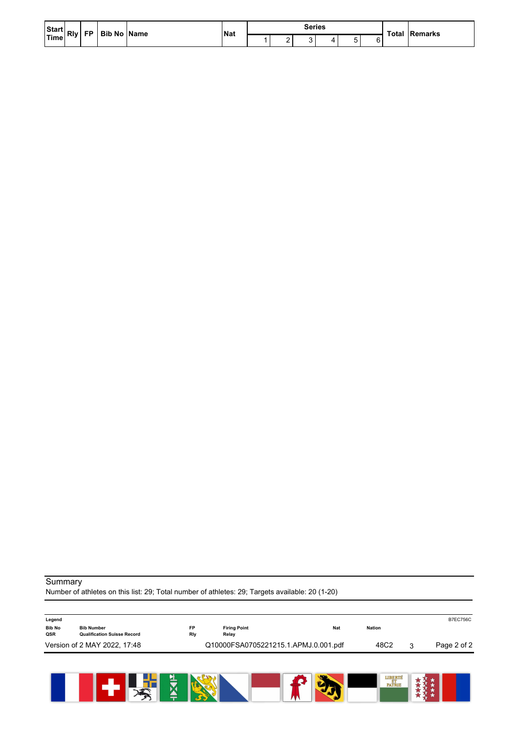| Start Time | Rly | FP | Bib No | Name | Nat | Series | | | | | | Total | Remarks |
|---|---|---|---|---|---|---|---|---|---|---|---|---|---|
| | | | | | | 1 | 2 | 3 | 4 | 5 | 6 | | |

## Summary

Number of athletes on this list: 29; Total number of athletes: 29; Targets available: 20 (1-20)

**Legend**

| | | | | | | |
|---|---|---|---|---|---|---|
| **Bib No** | **Bib Number** | **FP** | **Firing Point** | **Nat** | **Nation** | B7EC756C |
| **QSR** | **Qualification Suisse Record** | **Rly** | **Relay** | | | |

Version of 2 MAY 2022, 17:48 Q10000FSA0705221215.1.APMJ.0.001.pdf 48C2 3